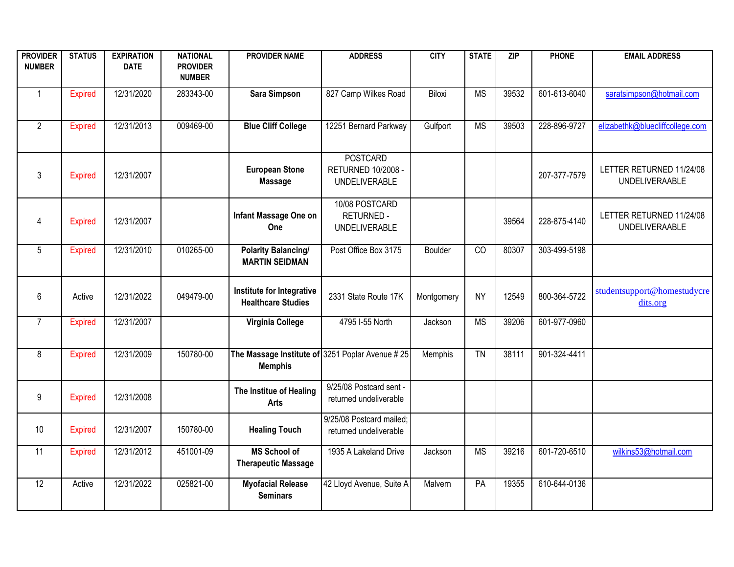| PROVIDER NUMBER | STATUS | EXPIRATION DATE | NATIONAL PROVIDER NUMBER | PROVIDER NAME | ADDRESS | CITY | STATE | ZIP | PHONE | EMAIL ADDRESS |
|---|---|---|---|---|---|---|---|---|---|---|
| 1 | Expired | 12/31/2020 | 283343-00 | **Sara Simpson** | 827 Camp Wilkes Road | Biloxi | MS | 39532 | 601-613-6040 | saratsimpson@hotmail.com |
| 2 | Expired | 12/31/2013 | 009469-00 | **Blue Cliff College** | 12251 Bernard Parkway | Gulfport | MS | 39503 | 228-896-9727 | elizabethk@bluecliffcollege.com |
| 3 | Expired | 12/31/2007 | | **European Stone Massage** | POSTCARD RETURNED 10/2008 - UNDELIVERABLE | | | | 207-377-7579 | LETTER RETURNED 11/24/08 UNDELIVERAABLE |
| 4 | Expired | 12/31/2007 | | **Infant Massage One on One** | 10/08 POSTCARD RETURNED - UNDELIVERABLE | | | 39564 | 228-875-4140 | LETTER RETURNED 11/24/08 UNDELIVERAABLE |
| 5 | Expired | 12/31/2010 | 010265-00 | **Polarity Balancing/ MARTIN SEIDMAN** | Post Office Box 3175 | Boulder | CO | 80307 | 303-499-5198 | |
| 6 | Active | 12/31/2022 | 049479-00 | **Institute for Integrative Healthcare Studies** | 2331 State Route 17K | Montgomery | NY | 12549 | 800-364-5722 | studentsupport@homestudycredits.org |
| 7 | Expired | 12/31/2007 | | **Virginia College** | 4795 I-55 North | Jackson | MS | 39206 | 601-977-0960 | |
| 8 | Expired | 12/31/2009 | 150780-00 | **The Massage Institute of Memphis** | 3251 Poplar Avenue # 25 | Memphis | TN | 38111 | 901-324-4411 | |
| 9 | Expired | 12/31/2008 | | **The Institue of Healing Arts** | 9/25/08 Postcard sent - returned undeliverable | | | | | |
| 10 | Expired | 12/31/2007 | 150780-00 | **Healing Touch** | 9/25/08 Postcard mailed; returned undeliverable | | | | | |
| 11 | Expired | 12/31/2012 | 451001-09 | **MS School of Therapeutic Massage** | 1935 A Lakeland Drive | Jackson | MS | 39216 | 601-720-6510 | wilkins53@hotmail.com |
| 12 | Active | 12/31/2022 | 025821-00 | **Myofacial Release Seminars** | 42 Lloyd Avenue, Suite A | Malvern | PA | 19355 | 610-644-0136 | |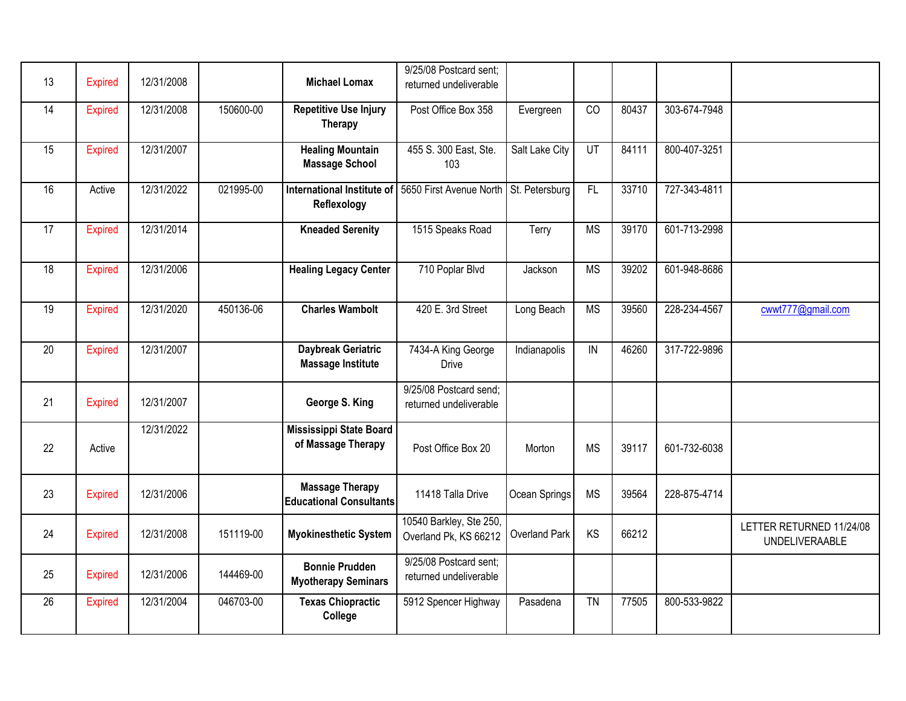| 13 | Expired | 12/31/2008 | | **Michael Lomax** | 9/25/08 Postcard sent; returned undeliverable | | | | | |
|---|---|---|---|---|---|---|---|---|---|---|
| 14 | Expired | 12/31/2008 | 150600-00 | **Repetitive Use Injury Therapy** | Post Office Box 358 | Evergreen | CO | 80437 | 303-674-7948 | |
| 15 | Expired | 12/31/2007 | | **Healing Mountain Massage School** | 455 S. 300 East, Ste. 103 | Salt Lake City | UT | 84111 | 800-407-3251 | |
| 16 | Active | 12/31/2022 | 021995-00 | **International Institute of Reflexology** | 5650 First Avenue North | St. Petersburg | FL | 33710 | 727-343-4811 | |
| 17 | Expired | 12/31/2014 | | **Kneaded Serenity** | 1515 Speaks Road | Terry | MS | 39170 | 601-713-2998 | |
| 18 | Expired | 12/31/2006 | | **Healing Legacy Center** | 710 Poplar Blvd | Jackson | MS | 39202 | 601-948-8686 | |
| 19 | Expired | 12/31/2020 | 450136-06 | **Charles Wambolt** | 420 E. 3rd Street | Long Beach | MS | 39560 | 228-234-4567 | cwwt777@gmail.com |
| 20 | Expired | 12/31/2007 | | **Daybreak Geriatric Massage Institute** | 7434-A King George Drive | Indianapolis | IN | 46260 | 317-722-9896 | |
| 21 | Expired | 12/31/2007 | | **George S. King** | 9/25/08 Postcard send; returned undeliverable | | | | | |
| 22 | Active | 12/31/2022 | | **Mississippi State Board of Massage Therapy** | Post Office Box 20 | Morton | MS | 39117 | 601-732-6038 | |
| 23 | Expired | 12/31/2006 | | **Massage Therapy Educational Consultants** | 11418 Talla Drive | Ocean Springs | MS | 39564 | 228-875-4714 | |
| 24 | Expired | 12/31/2008 | 151119-00 | **Myokinesthetic System** | 10540 Barkley, Ste 250, Overland Pk, KS 66212 | Overland Park | KS | 66212 | | LETTER RETURNED 11/24/08 UNDELIVERAABLE |
| 25 | Expired | 12/31/2006 | 144469-00 | **Bonnie Prudden Myotherapy Seminars** | 9/25/08 Postcard sent; returned undeliverable | | | | | |
| 26 | Expired | 12/31/2004 | 046703-00 | **Texas Chiopractic College** | 5912 Spencer Highway | Pasadena | TN | 77505 | 800-533-9822 | |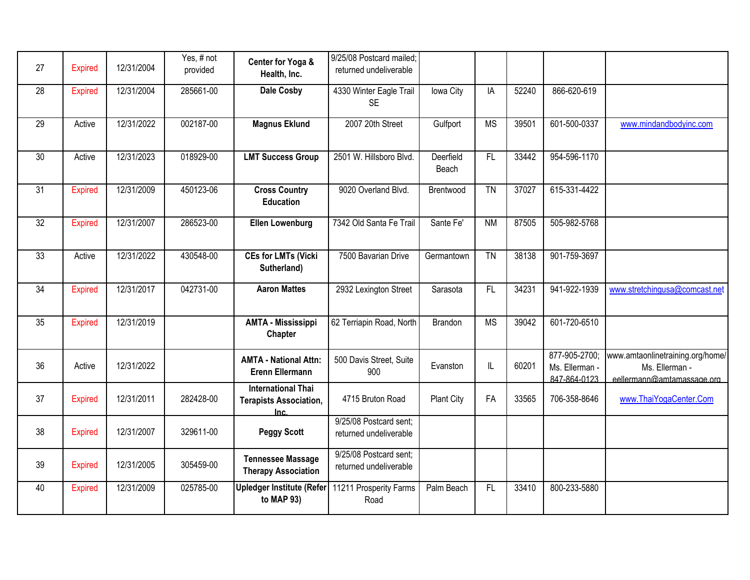| | | | | | | | | | | |
|---|---|---|---|---|---|---|---|---|---|---|
| 27 | Expired | 12/31/2004 | Yes, # not provided | **Center for Yoga & Health, Inc.** | 9/25/08 Postcard mailed; returned undeliverable | | | | | |
| 28 | Expired | 12/31/2004 | 285661-00 | **Dale Cosby** | 4330 Winter Eagle Trail SE | Iowa City | IA | 52240 | 866-620-619 | |
| 29 | Active | 12/31/2022 | 002187-00 | **Magnus Eklund** | 2007 20th Street | Gulfport | MS | 39501 | 601-500-0337 | www.mindandbodyinc.com |
| 30 | Active | 12/31/2023 | 018929-00 | **LMT Success Group** | 2501 W. Hillsboro Blvd. | Deerfield Beach | FL | 33442 | 954-596-1170 | |
| 31 | Expired | 12/31/2009 | 450123-06 | **Cross Country Education** | 9020 Overland Blvd. | Brentwood | TN | 37027 | 615-331-4422 | |
| 32 | Expired | 12/31/2007 | 286523-00 | **Ellen Lowenburg** | 7342 Old Santa Fe Trail | Sante Fe' | NM | 87505 | 505-982-5768 | |
| 33 | Active | 12/31/2022 | 430548-00 | **CEs for LMTs (Vicki Sutherland)** | 7500 Bavarian Drive | Germantown | TN | 38138 | 901-759-3697 | |
| 34 | Expired | 12/31/2017 | 042731-00 | **Aaron Mattes** | 2932 Lexington Street | Sarasota | FL | 34231 | 941-922-1939 | www.stretchingusa@comcast.net |
| 35 | Expired | 12/31/2019 | | **AMTA - Mississippi Chapter** | 62 Terriapin Road, North | Brandon | MS | 39042 | 601-720-6510 | |
| 36 | Active | 12/31/2022 | | **AMTA - National Attn: Erenn Ellermann** | 500 Davis Street, Suite 900 | Evanston | IL | 60201 | 877-905-2700; Ms. Ellerman - 847-864-0123 | www.amtaonlinetraining.org/home/ Ms. Ellerman - eellermann@amtamassage.org |
| 37 | Expired | 12/31/2011 | 282428-00 | **International Thai Terapists Association, Inc.** | 4715 Bruton Road | Plant City | FA | 33565 | 706-358-8646 | www.ThaiYogaCenter.Com |
| 38 | Expired | 12/31/2007 | 329611-00 | **Peggy Scott** | 9/25/08 Postcard sent; returned undeliverable | | | | | |
| 39 | Expired | 12/31/2005 | 305459-00 | **Tennessee Massage Therapy Association** | 9/25/08 Postcard sent; returned undeliverable | | | | | |
| 40 | Expired | 12/31/2009 | 025785-00 | **Upledger Institute (Refer to MAP 93)** | 11211 Prosperity Farms Road | Palm Beach | FL | 33410 | 800-233-5880 | |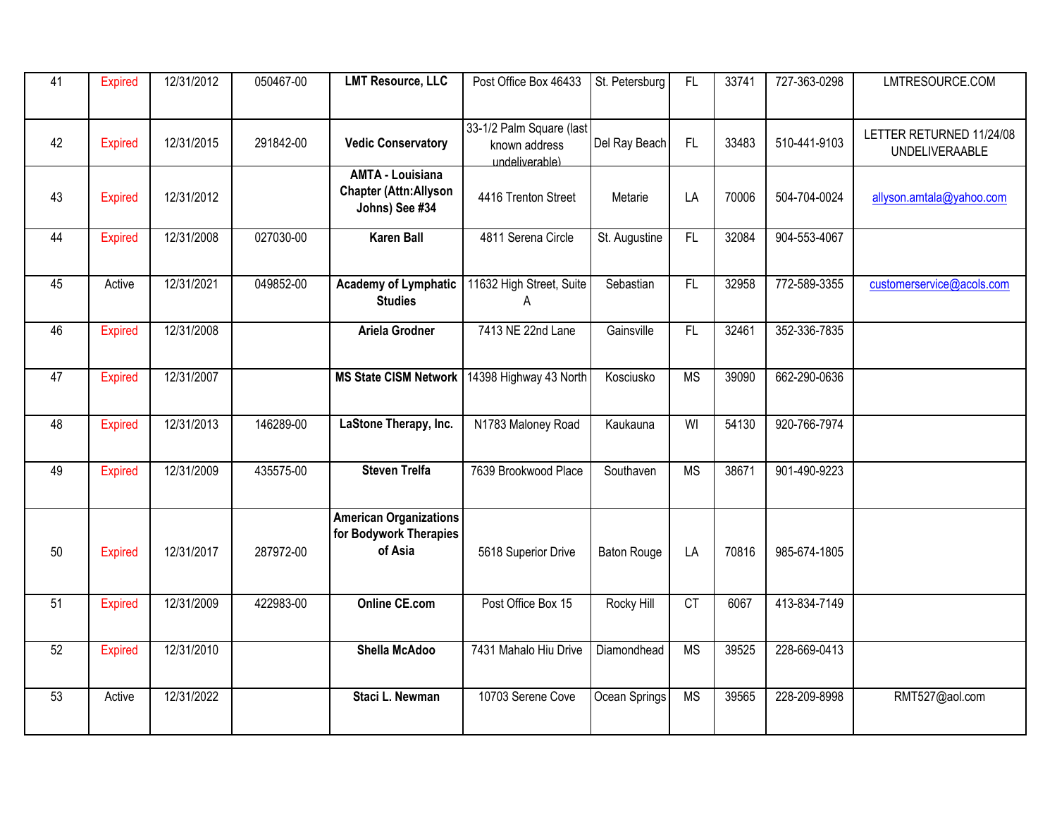| 41 | Expired | 12/31/2012 | 050467-00 | **LMT Resource, LLC** | Post Office Box 46433 | St. Petersburg | FL | 33741 | 727-363-0298 | LMTRESOURCE.COM |
|---|---|---|---|---|---|---|---|---|---|---|
| 42 | Expired | 12/31/2015 | 291842-00 | **Vedic Conservatory** | 33-1/2 Palm Square (last known address undeliverable) | Del Ray Beach | FL | 33483 | 510-441-9103 | LETTER RETURNED 11/24/08 UNDELIVERAABLE |
| 43 | Expired | 12/31/2012 | | **AMTA - Louisiana Chapter (Attn:Allyson Johns) See #34** | 4416 Trenton Street | Metarie | LA | 70006 | 504-704-0024 | allyson.amtala@yahoo.com |
| 44 | Expired | 12/31/2008 | 027030-00 | **Karen Ball** | 4811 Serena Circle | St. Augustine | FL | 32084 | 904-553-4067 | |
| 45 | Active | 12/31/2021 | 049852-00 | **Academy of Lymphatic Studies** | 11632 High Street, Suite A | Sebastian | FL | 32958 | 772-589-3355 | customerservice@acols.com |
| 46 | Expired | 12/31/2008 | | **Ariela Grodner** | 7413 NE 22nd Lane | Gainsville | FL | 32461 | 352-336-7835 | |
| 47 | Expired | 12/31/2007 | | **MS State CISM Network** | 14398 Highway 43 North | Kosciusko | MS | 39090 | 662-290-0636 | |
| 48 | Expired | 12/31/2013 | 146289-00 | **LaStone Therapy, Inc.** | N1783 Maloney Road | Kaukauna | WI | 54130 | 920-766-7974 | |
| 49 | Expired | 12/31/2009 | 435575-00 | **Steven Trelfa** | 7639 Brookwood Place | Southaven | MS | 38671 | 901-490-9223 | |
| 50 | Expired | 12/31/2017 | 287972-00 | **American Organizations for Bodywork Therapies of Asia** | 5618 Superior Drive | Baton Rouge | LA | 70816 | 985-674-1805 | |
| 51 | Expired | 12/31/2009 | 422983-00 | **Online CE.com** | Post Office Box 15 | Rocky Hill | CT | 6067 | 413-834-7149 | |
| 52 | Expired | 12/31/2010 | | **Shella McAdoo** | 7431 Mahalo Hiu Drive | Diamondhead | MS | 39525 | 228-669-0413 | |
| 53 | Active | 12/31/2022 | | **Staci L. Newman** | 10703 Serene Cove | Ocean Springs | MS | 39565 | 228-209-8998 | RMT527@aol.com |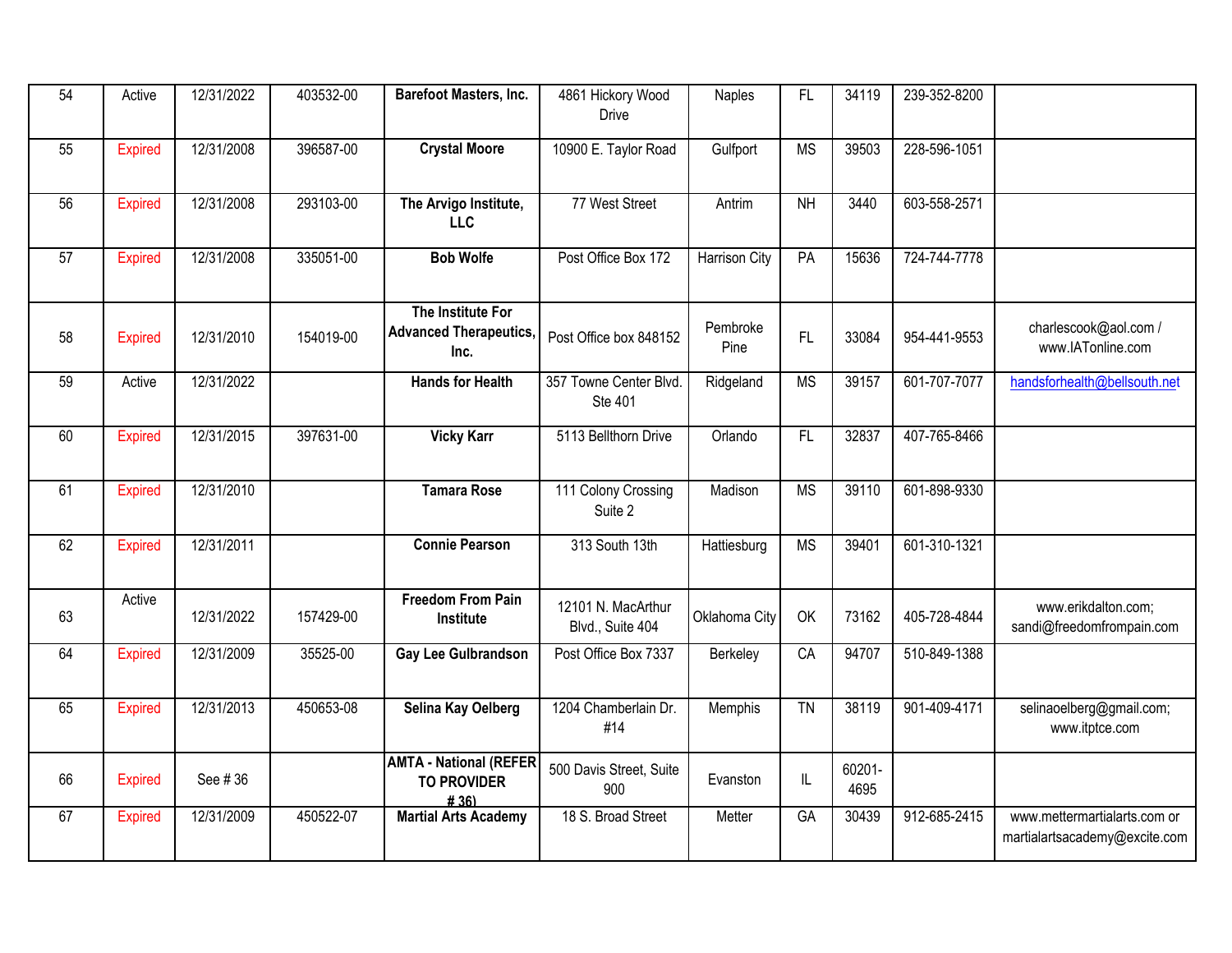| | | | | | | | | | | |
|---|---|---|---|---|---|---|---|---|---|---|
| 54 | Active | 12/31/2022 | 403532-00 | **Barefoot Masters, Inc.** | 4861 Hickory Wood Drive | Naples | FL | 34119 | 239-352-8200 | |
| 55 | Expired | 12/31/2008 | 396587-00 | **Crystal Moore** | 10900 E. Taylor Road | Gulfport | MS | 39503 | 228-596-1051 | |
| 56 | Expired | 12/31/2008 | 293103-00 | **The Arvigo Institute, LLC** | 77 West Street | Antrim | NH | 3440 | 603-558-2571 | |
| 57 | Expired | 12/31/2008 | 335051-00 | **Bob Wolfe** | Post Office Box 172 | Harrison City | PA | 15636 | 724-744-7778 | |
| 58 | Expired | 12/31/2010 | 154019-00 | **The Institute For Advanced Therapeutics, Inc.** | Post Office box 848152 | Pembroke Pine | FL | 33084 | 954-441-9553 | charlescook@aol.com / www.IATonline.com |
| 59 | Active | 12/31/2022 | | **Hands for Health** | 357 Towne Center Blvd. Ste 401 | Ridgeland | MS | 39157 | 601-707-7077 | handsforhealth@bellsouth.net |
| 60 | Expired | 12/31/2015 | 397631-00 | **Vicky Karr** | 5113 Bellthorn Drive | Orlando | FL | 32837 | 407-765-8466 | |
| 61 | Expired | 12/31/2010 | | **Tamara Rose** | 111 Colony Crossing Suite 2 | Madison | MS | 39110 | 601-898-9330 | |
| 62 | Expired | 12/31/2011 | | **Connie Pearson** | 313 South 13th | Hattiesburg | MS | 39401 | 601-310-1321 | |
| 63 | Active | 12/31/2022 | 157429-00 | **Freedom From Pain Institute** | 12101 N. MacArthur Blvd., Suite 404 | Oklahoma City | OK | 73162 | 405-728-4844 | www.erikdalton.com; sandi@freedomfrompain.com |
| 64 | Expired | 12/31/2009 | 35525-00 | **Gay Lee Gulbrandson** | Post Office Box 7337 | Berkeley | CA | 94707 | 510-849-1388 | |
| 65 | Expired | 12/31/2013 | 450653-08 | **Selina Kay Oelberg** | 1204 Chamberlain Dr. #14 | Memphis | TN | 38119 | 901-409-4171 | selinaoelberg@gmail.com; www.itptce.com |
| 66 | Expired | See # 36 | | **AMTA - National (REFER TO PROVIDER # 36)** | 500 Davis Street, Suite 900 | Evanston | IL | 60201-4695 | | |
| 67 | Expired | 12/31/2009 | 450522-07 | **Martial Arts Academy** | 18 S. Broad Street | Metter | GA | 30439 | 912-685-2415 | www.mettermartialarts.com or martialartsacademy@excite.com |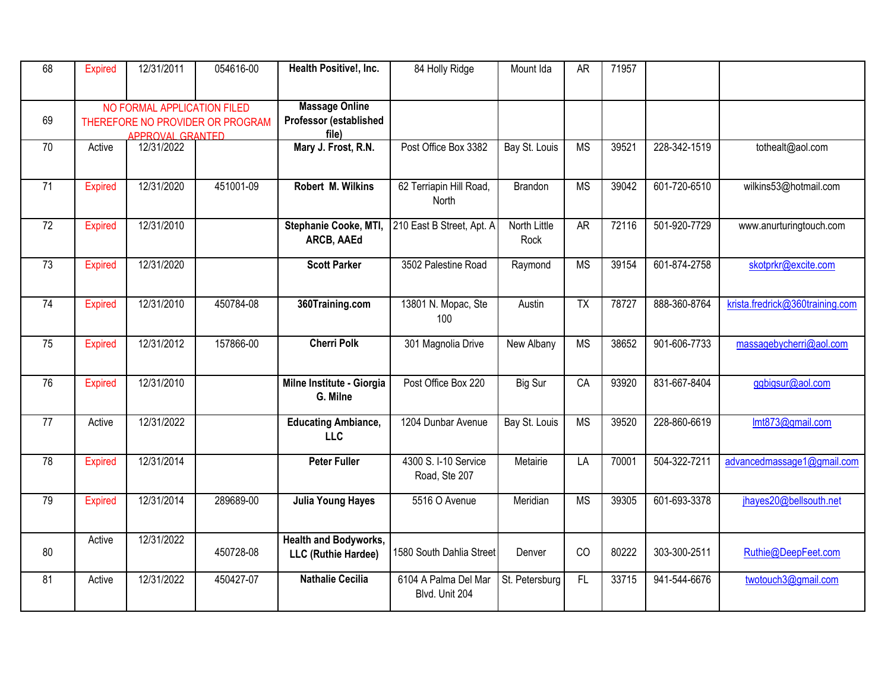| | | | | | | | | | | |
|---|---|---|---|---|---|---|---|---|---|---|
| 68 | Expired | 12/31/2011 | 054616-00 | **Health Positive!, Inc.** | 84 Holly Ridge | Mount Ida | AR | 71957 | | |
| 69 | NO FORMAL APPLICATION FILED THEREFORE NO PROVIDER OR PROGRAM APPROVAL GRANTED | | | **Massage Online Professor (established file)** | | | | | | |
| 70 | Active | 12/31/2022 | | **Mary J. Frost, R.N.** | Post Office Box 3382 | Bay St. Louis | MS | 39521 | 228-342-1519 | tothealt@aol.com |
| 71 | Expired | 12/31/2020 | 451001-09 | **Robert M. Wilkins** | 62 Terriapin Hill Road, North | Brandon | MS | 39042 | 601-720-6510 | wilkins53@hotmail.com |
| 72 | Expired | 12/31/2010 | | **Stephanie Cooke, MTI, ARCB, AAEd** | 210 East B Street, Apt. A | North Little Rock | AR | 72116 | 501-920-7729 | www.anurturingtouch.com |
| 73 | Expired | 12/31/2020 | | **Scott Parker** | 3502 Palestine Road | Raymond | MS | 39154 | 601-874-2758 | skotprkr@excite.com |
| 74 | Expired | 12/31/2010 | 450784-08 | **360Training.com** | 13801 N. Mopac, Ste 100 | Austin | TX | 78727 | 888-360-8764 | krista.fredrick@360training.com |
| 75 | Expired | 12/31/2012 | 157866-00 | **Cherri Polk** | 301 Magnolia Drive | New Albany | MS | 38652 | 901-606-7733 | massagebycherri@aol.com |
| 76 | Expired | 12/31/2010 | | **Milne Institute - Giorgia G. Milne** | Post Office Box 220 | Big Sur | CA | 93920 | 831-667-8404 | ggbigsur@aol.com |
| 77 | Active | 12/31/2022 | | **Educating Ambiance, LLC** | 1204 Dunbar Avenue | Bay St. Louis | MS | 39520 | 228-860-6619 | lmt873@gmail.com |
| 78 | Expired | 12/31/2014 | | **Peter Fuller** | 4300 S. I-10 Service Road, Ste 207 | Metairie | LA | 70001 | 504-322-7211 | advancedmassage1@gmail.com |
| 79 | Expired | 12/31/2014 | 289689-00 | **Julia Young Hayes** | 5516 O Avenue | Meridian | MS | 39305 | 601-693-3378 | jhayes20@bellsouth.net |
| 80 | Active | 12/31/2022 | 450728-08 | **Health and Bodyworks, LLC (Ruthie Hardee)** | 1580 South Dahlia Street | Denver | CO | 80222 | 303-300-2511 | Ruthie@DeepFeet.com |
| 81 | Active | 12/31/2022 | 450427-07 | **Nathalie Cecilia** | 6104 A Palma Del Mar Blvd. Unit 204 | St. Petersburg | FL | 33715 | 941-544-6676 | twotouch3@gmail.com |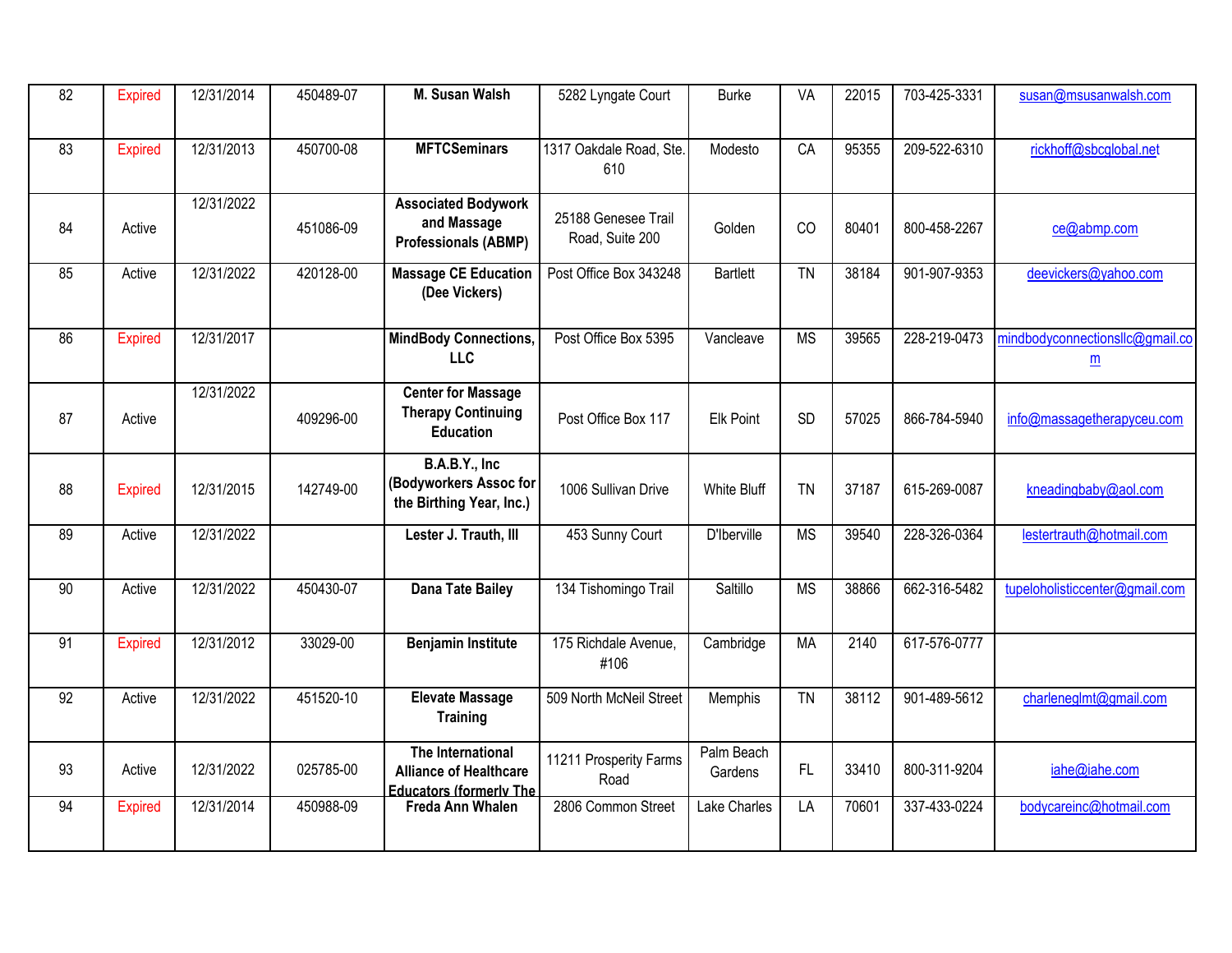| | | | | | | | | | | |
|---|---|---|---|---|---|---|---|---|---|---|
| 82 | Expired | 12/31/2014 | 450489-07 | **M. Susan Walsh** | 5282 Lyngate Court | Burke | VA | 22015 | 703-425-3331 | susan@msusanwalsh.com |
| 83 | Expired | 12/31/2013 | 450700-08 | **MFTCSeminars** | 1317 Oakdale Road, Ste. 610 | Modesto | CA | 95355 | 209-522-6310 | rickhoff@sbcglobal.net |
| 84 | Active | 12/31/2022 | 451086-09 | **Associated Bodywork and Massage Professionals (ABMP)** | 25188 Genesee Trail Road, Suite 200 | Golden | CO | 80401 | 800-458-2267 | ce@abmp.com |
| 85 | Active | 12/31/2022 | 420128-00 | **Massage CE Education (Dee Vickers)** | Post Office Box 343248 | Bartlett | TN | 38184 | 901-907-9353 | deevickers@yahoo.com |
| 86 | Expired | 12/31/2017 | | **MindBody Connections, LLC** | Post Office Box 5395 | Vancleave | MS | 39565 | 228-219-0473 | mindbodyconnectionsllc@gmail.com |
| 87 | Active | 12/31/2022 | 409296-00 | **Center for Massage Therapy Continuing Education** | Post Office Box 117 | Elk Point | SD | 57025 | 866-784-5940 | info@massagetherapyceu.com |
| 88 | Expired | 12/31/2015 | 142749-00 | **B.A.B.Y., Inc (Bodyworkers Assoc for the Birthing Year, Inc.)** | 1006 Sullivan Drive | White Bluff | TN | 37187 | 615-269-0087 | kneadingbaby@aol.com |
| 89 | Active | 12/31/2022 | | **Lester J. Trauth, III** | 453 Sunny Court | D'Iberville | MS | 39540 | 228-326-0364 | lestertrauth@hotmail.com |
| 90 | Active | 12/31/2022 | 450430-07 | **Dana Tate Bailey** | 134 Tishomingo Trail | Saltillo | MS | 38866 | 662-316-5482 | tupeloholisticcenter@gmail.com |
| 91 | Expired | 12/31/2012 | 33029-00 | **Benjamin Institute** | 175 Richdale Avenue, #106 | Cambridge | MA | 2140 | 617-576-0777 | |
| 92 | Active | 12/31/2022 | 451520-10 | **Elevate Massage Training** | 509 North McNeil Street | Memphis | TN | 38112 | 901-489-5612 | charleneglmt@gmail.com |
| 93 | Active | 12/31/2022 | 025785-00 | **The International Alliance of Healthcare Educators (formerly The** | 11211 Prosperity Farms Road | Palm Beach Gardens | FL | 33410 | 800-311-9204 | iahe@iahe.com |
| 94 | Expired | 12/31/2014 | 450988-09 | **Freda Ann Whalen** | 2806 Common Street | Lake Charles | LA | 70601 | 337-433-0224 | bodycareinc@hotmail.com |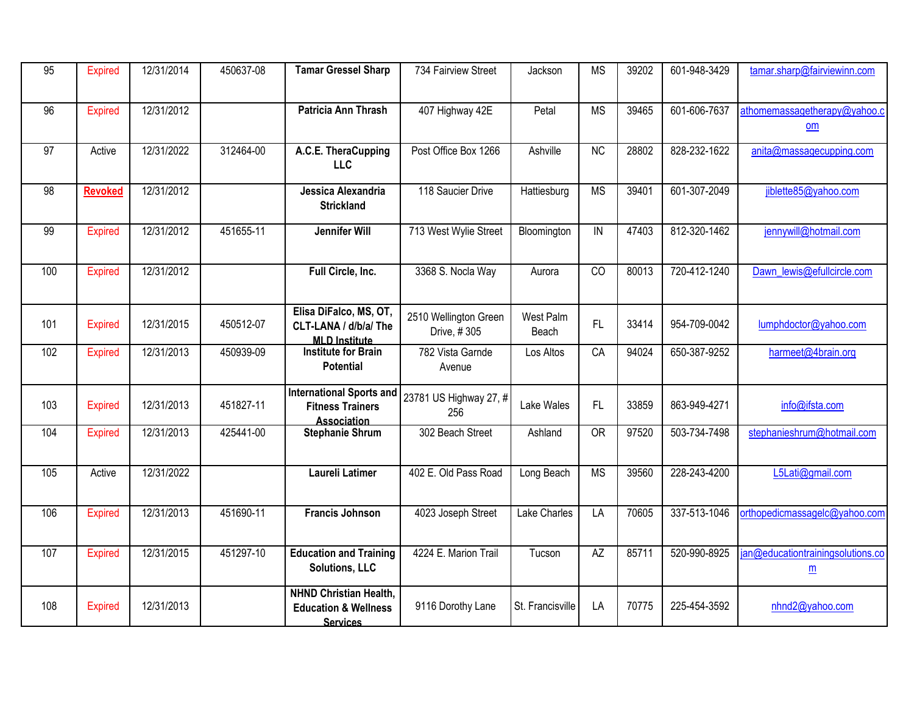| 95 | Expired | 12/31/2014 | 450637-08 | **Tamar Gressel Sharp** | 734 Fairview Street | Jackson | MS | 39202 | 601-948-3429 | tamar.sharp@fairviewinn.com |
|---|---|---|---|---|---|---|---|---|---|---|
| 96 | Expired | 12/31/2012 | | **Patricia Ann Thrash** | 407 Highway 42E | Petal | MS | 39465 | 601-606-7637 | athomemassagetherapy@yahoo.com |
| 97 | Active | 12/31/2022 | 312464-00 | **A.C.E. TheraCupping LLC** | Post Office Box 1266 | Ashville | NC | 28802 | 828-232-1622 | anita@massagecupping.com |
| 98 | **Revoked** | 12/31/2012 | | **Jessica Alexandria Strickland** | 118 Saucier Drive | Hattiesburg | MS | 39401 | 601-307-2049 | jiblette85@yahoo.com |
| 99 | Expired | 12/31/2012 | 451655-11 | **Jennifer Will** | 713 West Wylie Street | Bloomington | IN | 47403 | 812-320-1462 | jennywill@hotmail.com |
| 100 | Expired | 12/31/2012 | | **Full Circle, Inc.** | 3368 S. Nocla Way | Aurora | CO | 80013 | 720-412-1240 | Dawn_lewis@efullcircle.com |
| 101 | Expired | 12/31/2015 | 450512-07 | **Elisa DiFalco, MS, OT, CLT-LANA / d/b/a/ The MLD Institute** | 2510 Wellington Green Drive, # 305 | West Palm Beach | FL | 33414 | 954-709-0042 | lumphdoctor@yahoo.com |
| 102 | Expired | 12/31/2013 | 450939-09 | **Institute for Brain Potential** | 782 Vista Garnde Avenue | Los Altos | CA | 94024 | 650-387-9252 | harmeet@4brain.org |
| 103 | Expired | 12/31/2013 | 451827-11 | **International Sports and Fitness Trainers Association** | 23781 US Highway 27, # 256 | Lake Wales | FL | 33859 | 863-949-4271 | info@ifsta.com |
| 104 | Expired | 12/31/2013 | 425441-00 | **Stephanie Shrum** | 302 Beach Street | Ashland | OR | 97520 | 503-734-7498 | stephanieshrum@hotmail.com |
| 105 | Active | 12/31/2022 | | **Laureli Latimer** | 402 E. Old Pass Road | Long Beach | MS | 39560 | 228-243-4200 | L5Lati@gmail.com |
| 106 | Expired | 12/31/2013 | 451690-11 | **Francis Johnson** | 4023 Joseph Street | Lake Charles | LA | 70605 | 337-513-1046 | orthopedicmassagelc@yahoo.com |
| 107 | Expired | 12/31/2015 | 451297-10 | **Education and Training Solutions, LLC** | 4224 E. Marion Trail | Tucson | AZ | 85711 | 520-990-8925 | jan@educationtrainingsolutions.com |
| 108 | Expired | 12/31/2013 | | **NHND Christian Health, Education & Wellness Services** | 9116 Dorothy Lane | St. Francisville | LA | 70775 | 225-454-3592 | nhnd2@yahoo.com |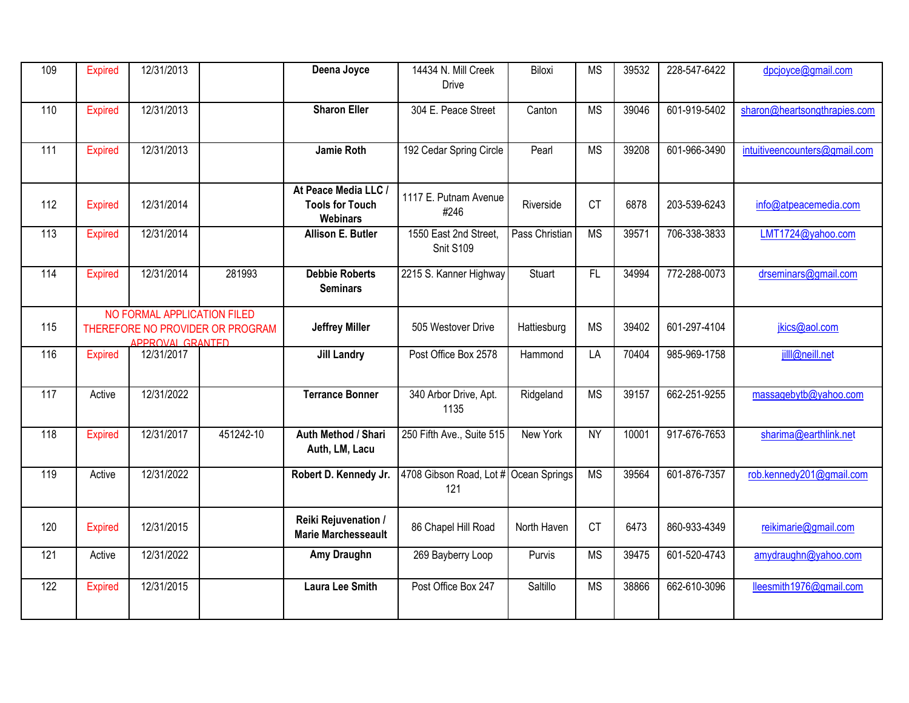| | | | | | | | | | | |
|---|---|---|---|---|---|---|---|---|---|---|
| 109 | Expired | 12/31/2013 | | **Deena Joyce** | 14434 N. Mill Creek Drive | Biloxi | MS | 39532 | 228-547-6422 | dpcjoyce@gmail.com |
| 110 | Expired | 12/31/2013 | | **Sharon Eller** | 304 E. Peace Street | Canton | MS | 39046 | 601-919-5402 | sharon@heartsongthrapies.com |
| 111 | Expired | 12/31/2013 | | **Jamie Roth** | 192 Cedar Spring Circle | Pearl | MS | 39208 | 601-966-3490 | intuitiveencounters@gmail.com |
| 112 | Expired | 12/31/2014 | | **At Peace Media LLC / Tools for Touch Webinars** | 1117 E. Putnam Avenue #246 | Riverside | CT | 6878 | 203-539-6243 | info@atpeacemedia.com |
| 113 | Expired | 12/31/2014 | | **Allison E. Butler** | 1550 East 2nd Street, Snit S109 | Pass Christian | MS | 39571 | 706-338-3833 | LMT1724@yahoo.com |
| 114 | Expired | 12/31/2014 | 281993 | **Debbie Roberts Seminars** | 2215 S. Kanner Highway | Stuart | FL | 34994 | 772-288-0073 | drseminars@gmail.com |
| 115 | NO FORMAL APPLICATION FILED THEREFORE NO PROVIDER OR PROGRAM APPROVAL GRANTED | | | **Jeffrey Miller** | 505 Westover Drive | Hattiesburg | MS | 39402 | 601-297-4104 | jkics@aol.com |
| 116 | Expired | 12/31/2017 | | **Jill Landry** | Post Office Box 2578 | Hammond | LA | 70404 | 985-969-1758 | jilll@neill.net |
| 117 | Active | 12/31/2022 | | **Terrance Bonner** | 340 Arbor Drive, Apt. 1135 | Ridgeland | MS | 39157 | 662-251-9255 | massagebytb@yahoo.com |
| 118 | Expired | 12/31/2017 | 451242-10 | **Auth Method / Shari Auth, LM, Lacu** | 250 Fifth Ave., Suite 515 | New York | NY | 10001 | 917-676-7653 | sharima@earthlink.net |
| 119 | Active | 12/31/2022 | | **Robert D. Kennedy Jr.** | 4708 Gibson Road, Lot # 121 | Ocean Springs | MS | 39564 | 601-876-7357 | rob.kennedy201@gmail.com |
| 120 | Expired | 12/31/2015 | | **Reiki Rejuvenation / Marie Marchesseault** | 86 Chapel Hill Road | North Haven | CT | 6473 | 860-933-4349 | reikimarie@gmail.com |
| 121 | Active | 12/31/2022 | | **Amy Draughn** | 269 Bayberry Loop | Purvis | MS | 39475 | 601-520-4743 | amydraughn@yahoo.com |
| 122 | Expired | 12/31/2015 | | **Laura Lee Smith** | Post Office Box 247 | Saltillo | MS | 38866 | 662-610-3096 | lleesmith1976@gmail.com |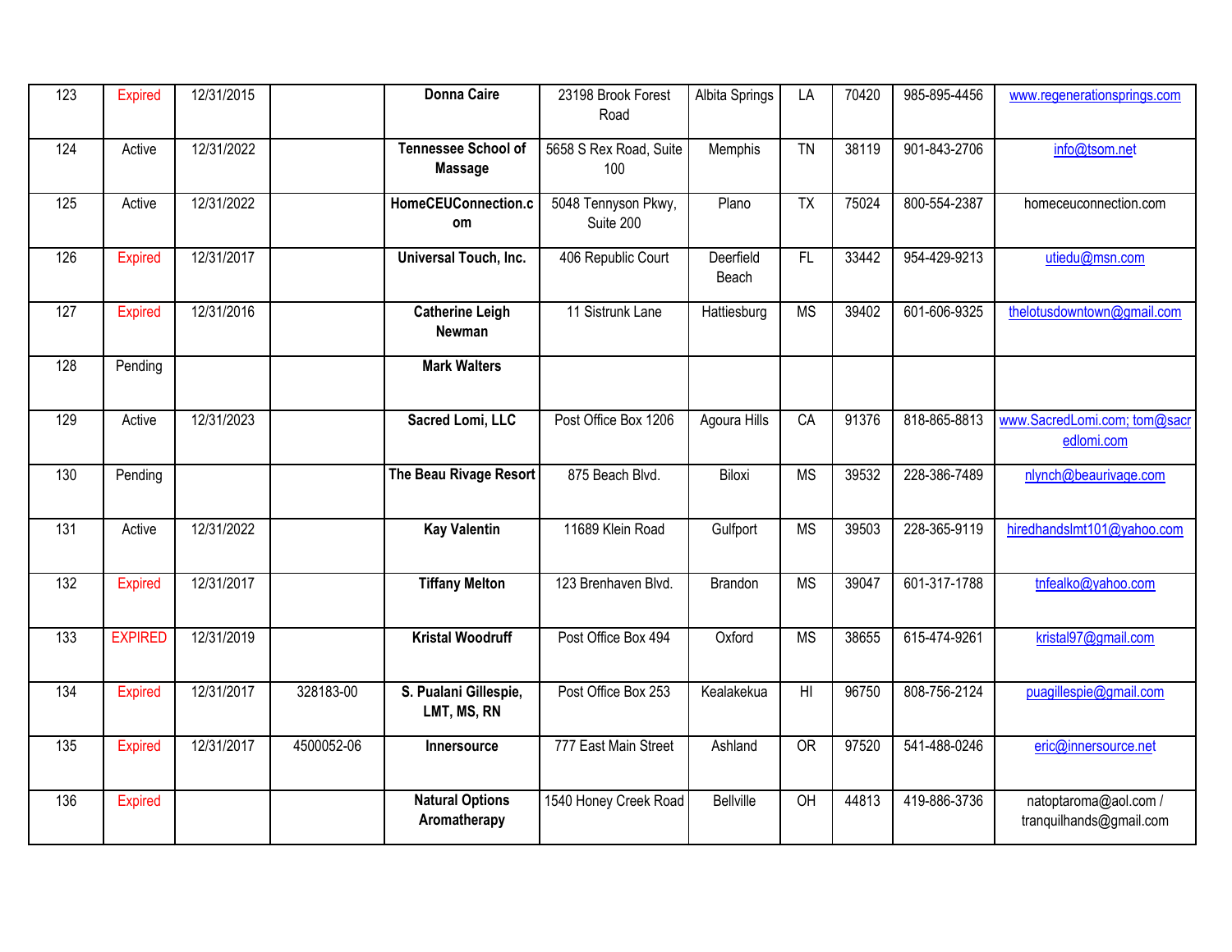| | | | | | | | | | | |
|---|---|---|---|---|---|---|---|---|---|---|
| 123 | Expired | 12/31/2015 | | **Donna Caire** | 23198 Brook Forest Road | Albita Springs | LA | 70420 | 985-895-4456 | www.regenerationsprings.com |
| 124 | Active | 12/31/2022 | | **Tennessee School of Massage** | 5658 S Rex Road, Suite 100 | Memphis | TN | 38119 | 901-843-2706 | info@tsom.net |
| 125 | Active | 12/31/2022 | | **HomeCEUConnection.com** | 5048 Tennyson Pkwy, Suite 200 | Plano | TX | 75024 | 800-554-2387 | homeceuconnection.com |
| 126 | Expired | 12/31/2017 | | **Universal Touch, Inc.** | 406 Republic Court | Deerfield Beach | FL | 33442 | 954-429-9213 | utiedu@msn.com |
| 127 | Expired | 12/31/2016 | | **Catherine Leigh Newman** | 11 Sistrunk Lane | Hattiesburg | MS | 39402 | 601-606-9325 | thelotusdowntown@gmail.com |
| 128 | Pending | | | **Mark Walters** | | | | | | |
| 129 | Active | 12/31/2023 | | **Sacred Lomi, LLC** | Post Office Box 1206 | Agoura Hills | CA | 91376 | 818-865-8813 | www.SacredLomi.com; tom@sacredlomi.com |
| 130 | Pending | | | **The Beau Rivage Resort** | 875 Beach Blvd. | Biloxi | MS | 39532 | 228-386-7489 | nlynch@beaurivage.com |
| 131 | Active | 12/31/2022 | | **Kay Valentin** | 11689 Klein Road | Gulfport | MS | 39503 | 228-365-9119 | hiredhandslmt101@yahoo.com |
| 132 | Expired | 12/31/2017 | | **Tiffany Melton** | 123 Brenhaven Blvd. | Brandon | MS | 39047 | 601-317-1788 | tnfealko@yahoo.com |
| 133 | EXPIRED | 12/31/2019 | | **Kristal Woodruff** | Post Office Box 494 | Oxford | MS | 38655 | 615-474-9261 | kristal97@gmail.com |
| 134 | Expired | 12/31/2017 | 328183-00 | **S. Pualani Gillespie, LMT, MS, RN** | Post Office Box 253 | Kealakekua | HI | 96750 | 808-756-2124 | puagillespie@gmail.com |
| 135 | Expired | 12/31/2017 | 4500052-06 | **Innersource** | 777 East Main Street | Ashland | OR | 97520 | 541-488-0246 | eric@innersource.net |
| 136 | Expired | | | **Natural Options Aromatherapy** | 1540 Honey Creek Road | Bellville | OH | 44813 | 419-886-3736 | natoptaroma@aol.com / tranquilhands@gmail.com |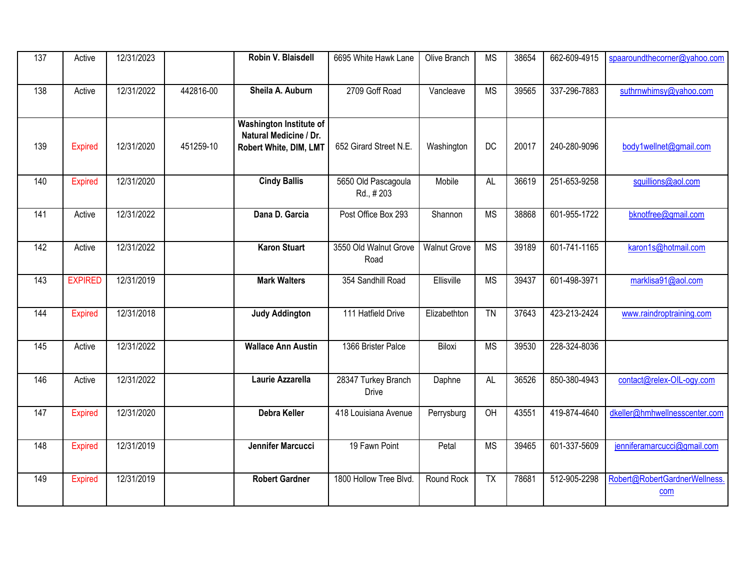| | | | | | | | | | | |
|---|---|---|---|---|---|---|---|---|---|---|
| 137 | Active | 12/31/2023 | | **Robin V. Blaisdell** | 6695 White Hawk Lane | Olive Branch | MS | 38654 | 662-609-4915 | spaaroundthecorner@yahoo.com |
| 138 | Active | 12/31/2022 | 442816-00 | **Sheila A. Auburn** | 2709 Goff Road | Vancleave | MS | 39565 | 337-296-7883 | suthrnwhimsy@yahoo.com |
| 139 | Expired | 12/31/2020 | 451259-10 | **Washington Institute of Natural Medicine / Dr. Robert White, DIM, LMT** | 652 Girard Street N.E. | Washington | DC | 20017 | 240-280-9096 | body1wellnet@gmail.com |
| 140 | Expired | 12/31/2020 | | **Cindy Ballis** | 5650 Old Pascagoula Rd., # 203 | Mobile | AL | 36619 | 251-653-9258 | squillions@aol.com |
| 141 | Active | 12/31/2022 | | **Dana D. Garcia** | Post Office Box 293 | Shannon | MS | 38868 | 601-955-1722 | bknotfree@gmail.com |
| 142 | Active | 12/31/2022 | | **Karon Stuart** | 3550 Old Walnut Grove Road | Walnut Grove | MS | 39189 | 601-741-1165 | karon1s@hotmail.com |
| 143 | EXPIRED | 12/31/2019 | | **Mark Walters** | 354 Sandhill Road | Ellisville | MS | 39437 | 601-498-3971 | marklisa91@aol.com |
| 144 | Expired | 12/31/2018 | | **Judy Addington** | 111 Hatfield Drive | Elizabethton | TN | 37643 | 423-213-2424 | www.raindroptraining.com |
| 145 | Active | 12/31/2022 | | **Wallace Ann Austin** | 1366 Brister Palce | Biloxi | MS | 39530 | 228-324-8036 | |
| 146 | Active | 12/31/2022 | | **Laurie Azzarella** | 28347 Turkey Branch Drive | Daphne | AL | 36526 | 850-380-4943 | contact@relex-OIL-ogy.com |
| 147 | Expired | 12/31/2020 | | **Debra Keller** | 418 Louisiana Avenue | Perrysburg | OH | 43551 | 419-874-4640 | dkeller@hmhwellnesscenter.com |
| 148 | Expired | 12/31/2019 | | **Jennifer Marcucci** | 19 Fawn Point | Petal | MS | 39465 | 601-337-5609 | jenniferamarcucci@gmail.com |
| 149 | Expired | 12/31/2019 | | **Robert Gardner** | 1800 Hollow Tree Blvd. | Round Rock | TX | 78681 | 512-905-2298 | Robert@RobertGardnerWellness.com |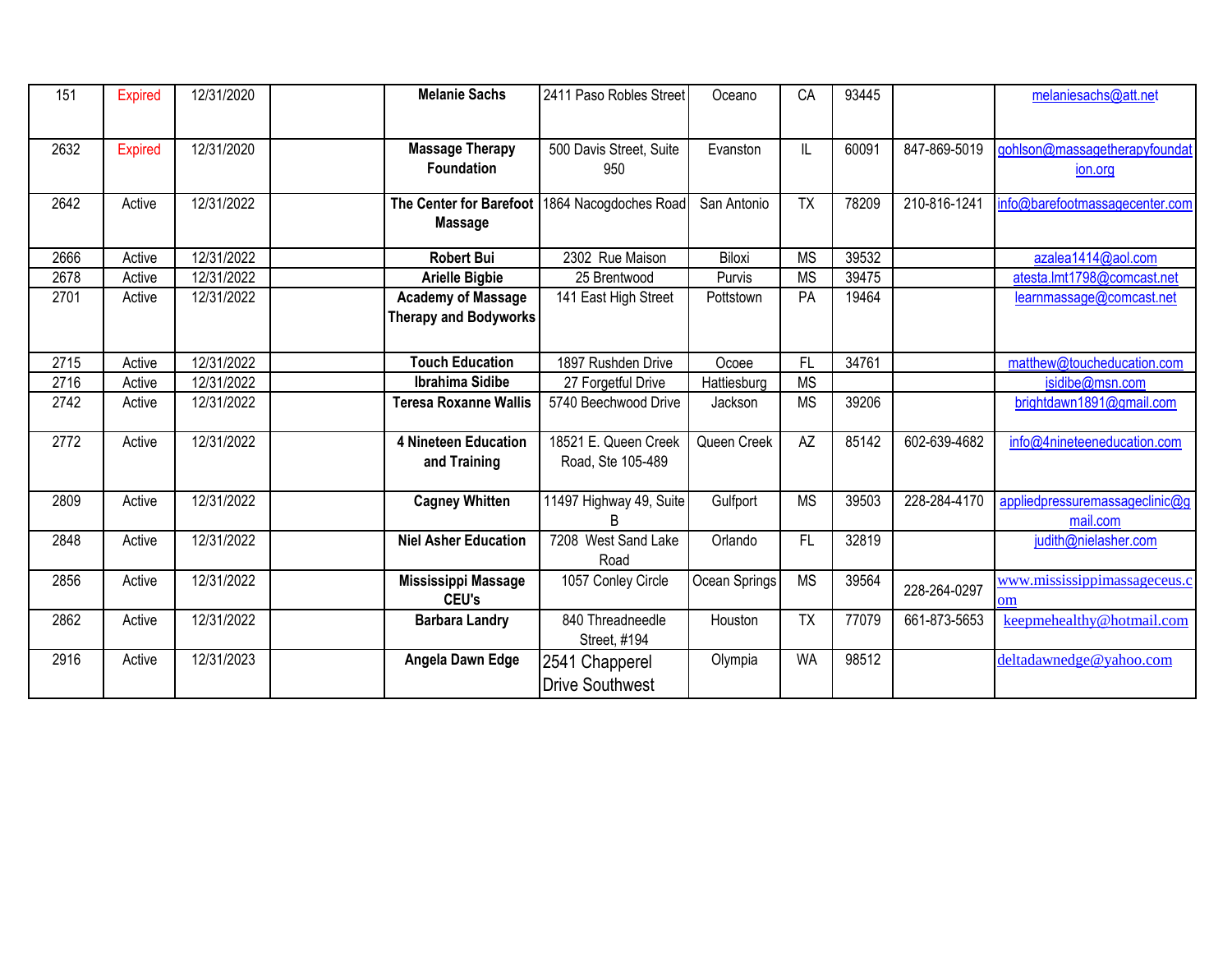| | | | | | | | | | | |
|---|---|---|---|---|---|---|---|---|---|---|
| 151 | Expired | 12/31/2020 | | **Melanie Sachs** | 2411 Paso Robles Street | Oceano | CA | 93445 | | melaniesachs@att.net |
| 2632 | Expired | 12/31/2020 | | **Massage Therapy Foundation** | 500 Davis Street, Suite 950 | Evanston | IL | 60091 | 847-869-5019 | gohlson@massagetherapyfoundation.org |
| 2642 | Active | 12/31/2022 | | **The Center for Barefoot Massage** | 1864 Nacogdoches Road | San Antonio | TX | 78209 | 210-816-1241 | info@barefootmassagecenter.com |
| 2666 | Active | 12/31/2022 | | **Robert Bui** | 2302 Rue Maison | Biloxi | MS | 39532 | | azalea1414@aol.com |
| 2678 | Active | 12/31/2022 | | **Arielle Bigbie** | 25 Brentwood | Purvis | MS | 39475 | | atesta.lmt1798@comcast.net |
| 2701 | Active | 12/31/2022 | | **Academy of Massage Therapy and Bodyworks** | 141 East High Street | Pottstown | PA | 19464 | | learnmassage@comcast.net |
| 2715 | Active | 12/31/2022 | | **Touch Education** | 1897 Rushden Drive | Ocoee | FL | 34761 | | matthew@toucheducation.com |
| 2716 | Active | 12/31/2022 | | **Ibrahima Sidibe** | 27 Forgetful Drive | Hattiesburg | MS | | | isidibe@msn.com |
| 2742 | Active | 12/31/2022 | | **Teresa Roxanne Wallis** | 5740 Beechwood Drive | Jackson | MS | 39206 | | brightdawn1891@gmail.com |
| 2772 | Active | 12/31/2022 | | **4 Nineteen Education and Training** | 18521 E. Queen Creek Road, Ste 105-489 | Queen Creek | AZ | 85142 | 602-639-4682 | info@4nineteeneducation.com |
| 2809 | Active | 12/31/2022 | | **Cagney Whitten** | 11497 Highway 49, Suite B | Gulfport | MS | 39503 | 228-284-4170 | appliedpressuremassageclinic@gmail.com |
| 2848 | Active | 12/31/2022 | | **Niel Asher Education** | 7208 West Sand Lake Road | Orlando | FL | 32819 | | judith@nielasher.com |
| 2856 | Active | 12/31/2022 | | **Mississippi Massage CEU's** | 1057 Conley Circle | Ocean Springs | MS | 39564 | 228-264-0297 | www.mississippimassageceus.com |
| 2862 | Active | 12/31/2022 | | **Barbara Landry** | 840 Threadneedle Street, #194 | Houston | TX | 77079 | 661-873-5653 | keepmehealthy@hotmail.com |
| 2916 | Active | 12/31/2023 | | **Angela Dawn Edge** | 2541 Chapperel Drive Southwest | Olympia | WA | 98512 | | deltadawnedge@yahoo.com |